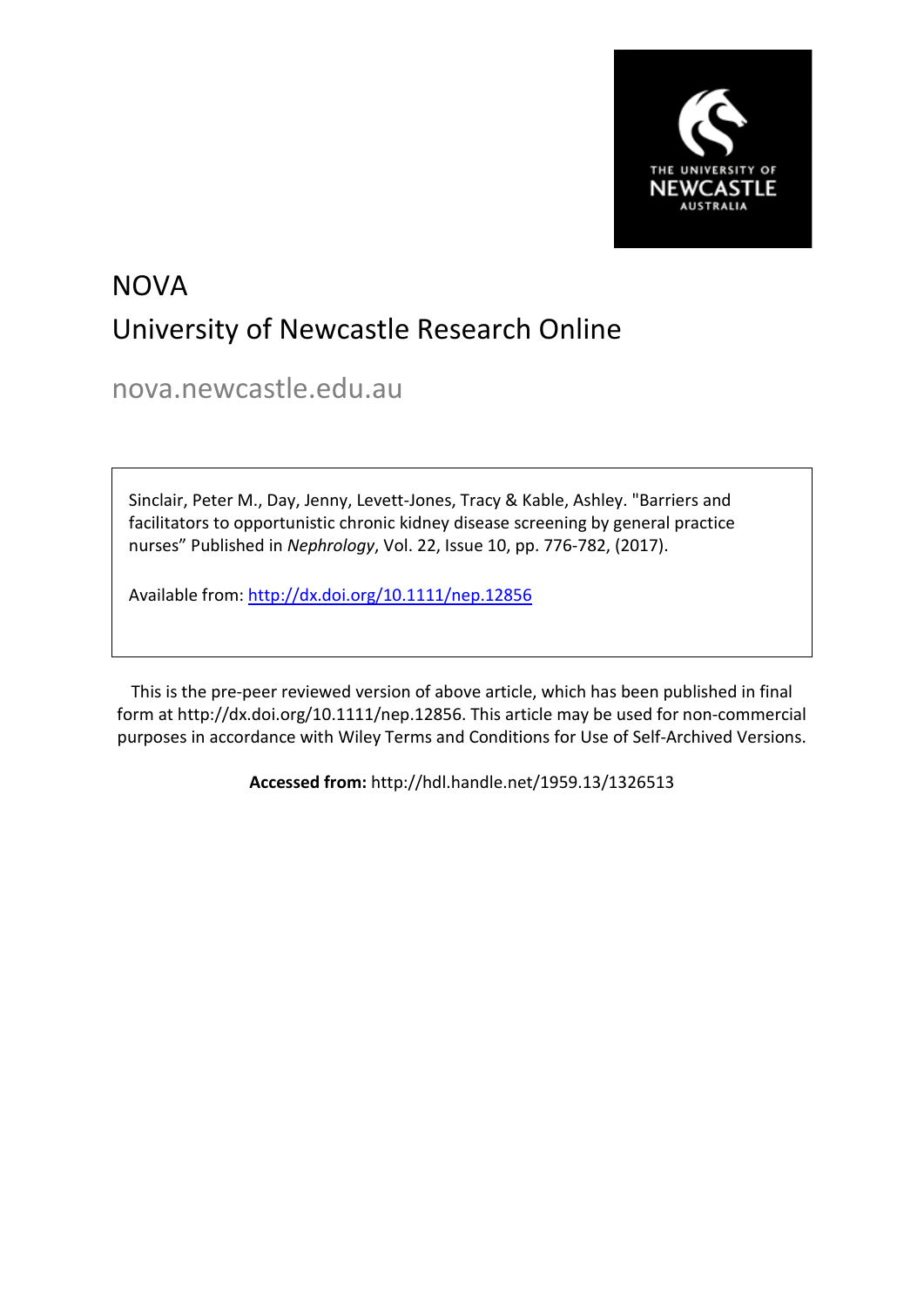# NOVA

## University of Newcastle Research Online

nova.newcastle.edu.au

Sinclair, Peter M., Day, Jenny, Levett-Jones, Tracy & Kable, Ashley. "Barriers and facilitators to opportunistic chronic kidney disease screening by general practice nurses" Published in *Nephrology*, Vol. 22, Issue 10, pp. 776-782, (2017).

Available from: http://dx.doi.org/10.1111/nep.12856

This is the pre-peer reviewed version of above article, which has been published in final form at http://dx.doi.org/10.1111/nep.12856. This article may be used for non-commercial purposes in accordance with Wiley Terms and Conditions for Use of Self-Archived Versions.

**Accessed from:** http://hdl.handle.net/1959.13/1326513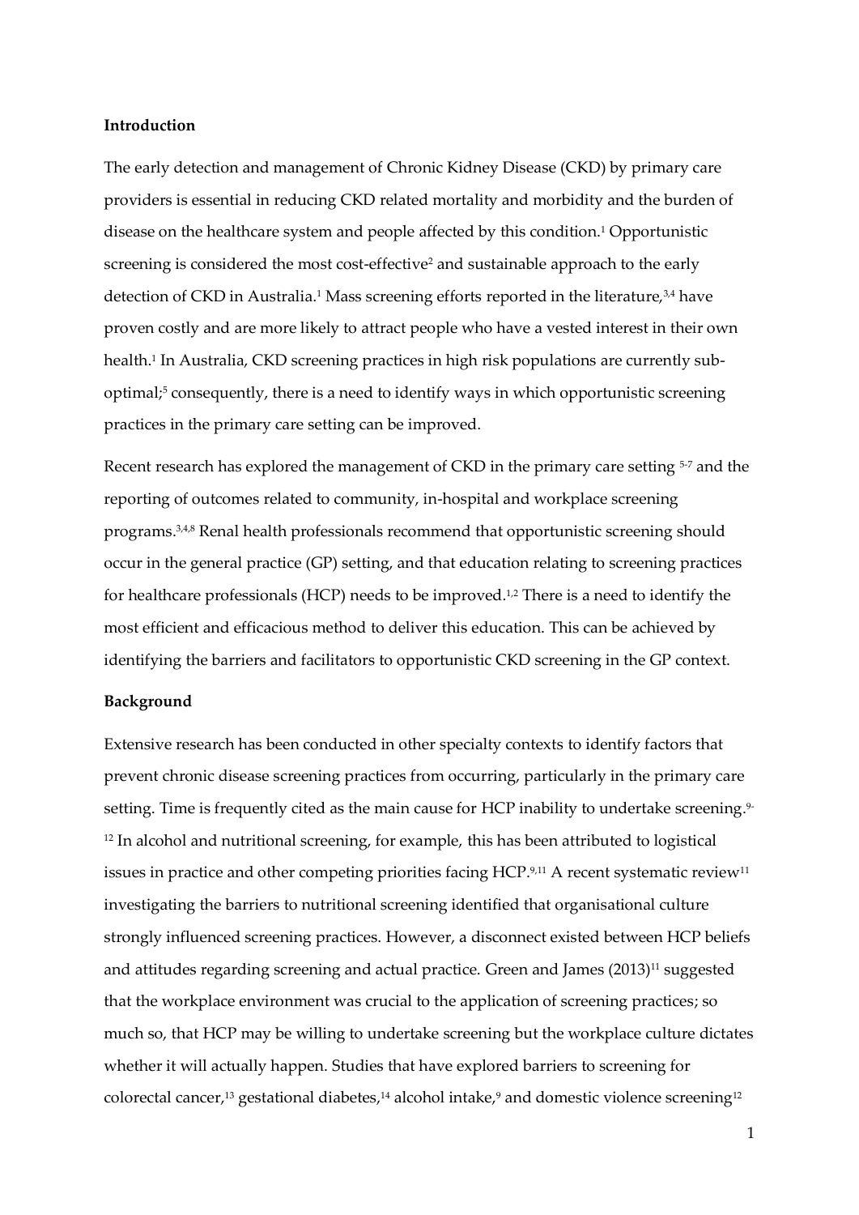**Introduction**

The early detection and management of Chronic Kidney Disease (CKD) by primary care providers is essential in reducing CKD related mortality and morbidity and the burden of disease on the healthcare system and people affected by this condition.[1] Opportunistic screening is considered the most cost-effective[2] and sustainable approach to the early detection of CKD in Australia.[1] Mass screening efforts reported in the literature,[3,4] have proven costly and are more likely to attract people who have a vested interest in their own health.[1] In Australia, CKD screening practices in high risk populations are currently sub-optimal;[5] consequently, there is a need to identify ways in which opportunistic screening practices in the primary care setting can be improved.

Recent research has explored the management of CKD in the primary care setting [5-7] and the reporting of outcomes related to community, in-hospital and workplace screening programs.[3,4,8] Renal health professionals recommend that opportunistic screening should occur in the general practice (GP) setting, and that education relating to screening practices for healthcare professionals (HCP) needs to be improved.[1,2] There is a need to identify the most efficient and efficacious method to deliver this education. This can be achieved by identifying the barriers and facilitators to opportunistic CKD screening in the GP context.

**Background**

Extensive research has been conducted in other specialty contexts to identify factors that prevent chronic disease screening practices from occurring, particularly in the primary care setting. Time is frequently cited as the main cause for HCP inability to undertake screening.[9-12] In alcohol and nutritional screening, for example, this has been attributed to logistical issues in practice and other competing priorities facing HCP.[9,11] A recent systematic review[11] investigating the barriers to nutritional screening identified that organisational culture strongly influenced screening practices. However, a disconnect existed between HCP beliefs and attitudes regarding screening and actual practice. Green and James (2013)[11] suggested that the workplace environment was crucial to the application of screening practices; so much so, that HCP may be willing to undertake screening but the workplace culture dictates whether it will actually happen. Studies that have explored barriers to screening for colorectal cancer,[13] gestational diabetes,[14] alcohol intake,[9] and domestic violence screening[12]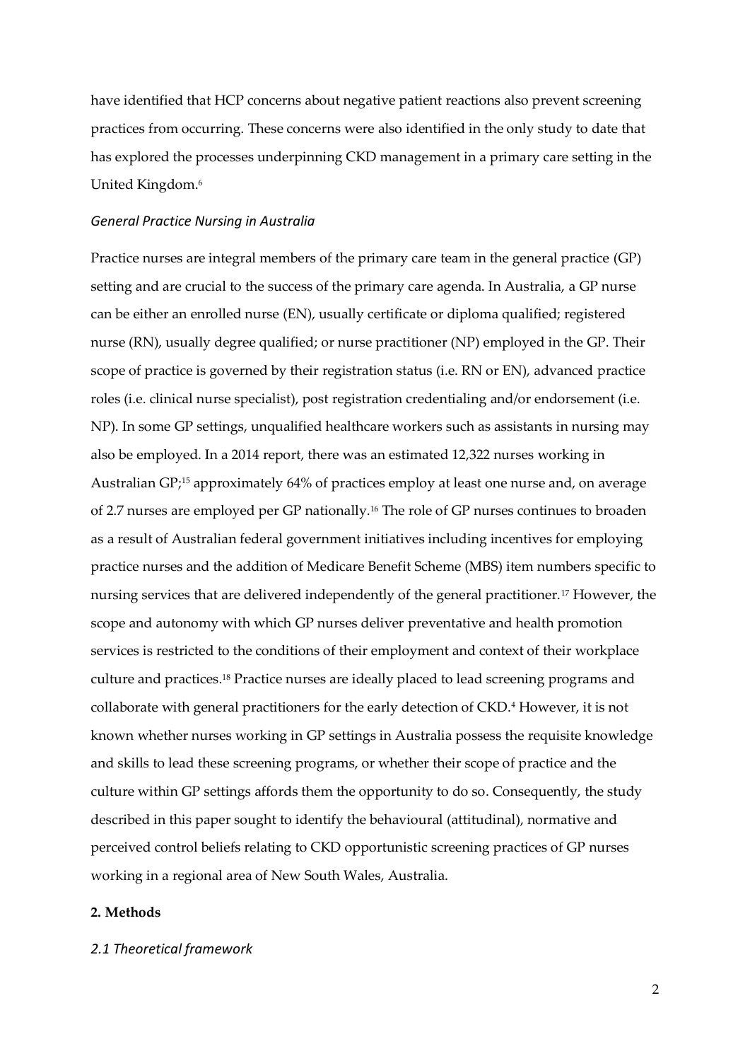have identified that HCP concerns about negative patient reactions also prevent screening practices from occurring. These concerns were also identified in the only study to date that has explored the processes underpinning CKD management in a primary care setting in the United Kingdom.[6]

### *General Practice Nursing in Australia*

Practice nurses are integral members of the primary care team in the general practice (GP) setting and are crucial to the success of the primary care agenda. In Australia, a GP nurse can be either an enrolled nurse (EN), usually certificate or diploma qualified; registered nurse (RN), usually degree qualified; or nurse practitioner (NP) employed in the GP. Their scope of practice is governed by their registration status (i.e. RN or EN), advanced practice roles (i.e. clinical nurse specialist), post registration credentialing and/or endorsement (i.e. NP). In some GP settings, unqualified healthcare workers such as assistants in nursing may also be employed. In a 2014 report, there was an estimated 12,322 nurses working in Australian GP;[15] approximately 64% of practices employ at least one nurse and, on average of 2.7 nurses are employed per GP nationally.[16] The role of GP nurses continues to broaden as a result of Australian federal government initiatives including incentives for employing practice nurses and the addition of Medicare Benefit Scheme (MBS) item numbers specific to nursing services that are delivered independently of the general practitioner.[17] However, the scope and autonomy with which GP nurses deliver preventative and health promotion services is restricted to the conditions of their employment and context of their workplace culture and practices.[18] Practice nurses are ideally placed to lead screening programs and collaborate with general practitioners for the early detection of CKD.[4] However, it is not known whether nurses working in GP settings in Australia possess the requisite knowledge and skills to lead these screening programs, or whether their scope of practice and the culture within GP settings affords them the opportunity to do so. Consequently, the study described in this paper sought to identify the behavioural (attitudinal), normative and perceived control beliefs relating to CKD opportunistic screening practices of GP nurses working in a regional area of New South Wales, Australia.

## 2. Methods

### *2.1 Theoretical framework*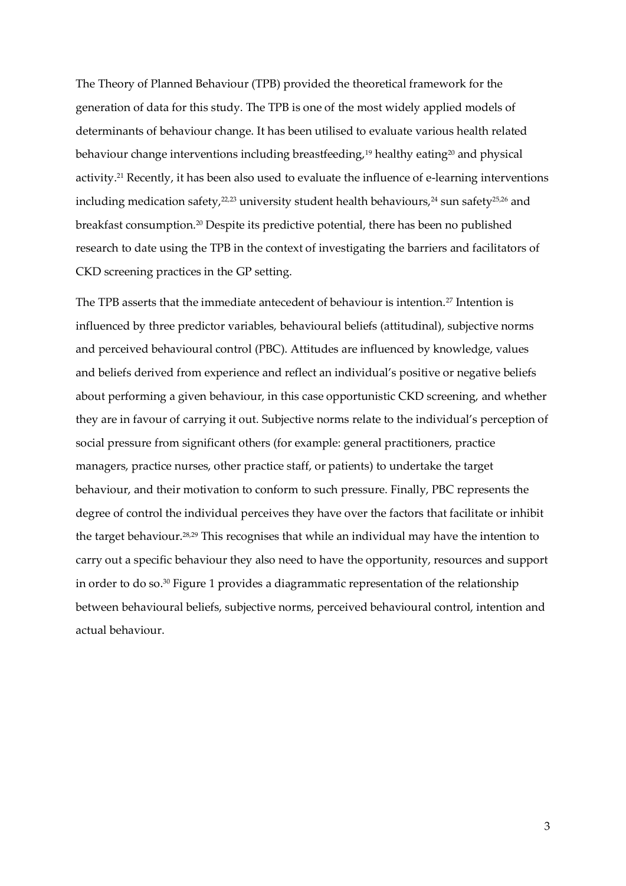The Theory of Planned Behaviour (TPB) provided the theoretical framework for the generation of data for this study. The TPB is one of the most widely applied models of determinants of behaviour change. It has been utilised to evaluate various health related behaviour change interventions including breastfeeding,[19] healthy eating[20] and physical activity.[21] Recently, it has been also used to evaluate the influence of e-learning interventions including medication safety,[22,23] university student health behaviours,[24] sun safety[25,26] and breakfast consumption.[20] Despite its predictive potential, there has been no published research to date using the TPB in the context of investigating the barriers and facilitators of CKD screening practices in the GP setting.

The TPB asserts that the immediate antecedent of behaviour is intention.[27] Intention is influenced by three predictor variables, behavioural beliefs (attitudinal), subjective norms and perceived behavioural control (PBC). Attitudes are influenced by knowledge, values and beliefs derived from experience and reflect an individual's positive or negative beliefs about performing a given behaviour, in this case opportunistic CKD screening, and whether they are in favour of carrying it out. Subjective norms relate to the individual's perception of social pressure from significant others (for example: general practitioners, practice managers, practice nurses, other practice staff, or patients) to undertake the target behaviour, and their motivation to conform to such pressure. Finally, PBC represents the degree of control the individual perceives they have over the factors that facilitate or inhibit the target behaviour.[28,29] This recognises that while an individual may have the intention to carry out a specific behaviour they also need to have the opportunity, resources and support in order to do so.[30] Figure 1 provides a diagrammatic representation of the relationship between behavioural beliefs, subjective norms, perceived behavioural control, intention and actual behaviour.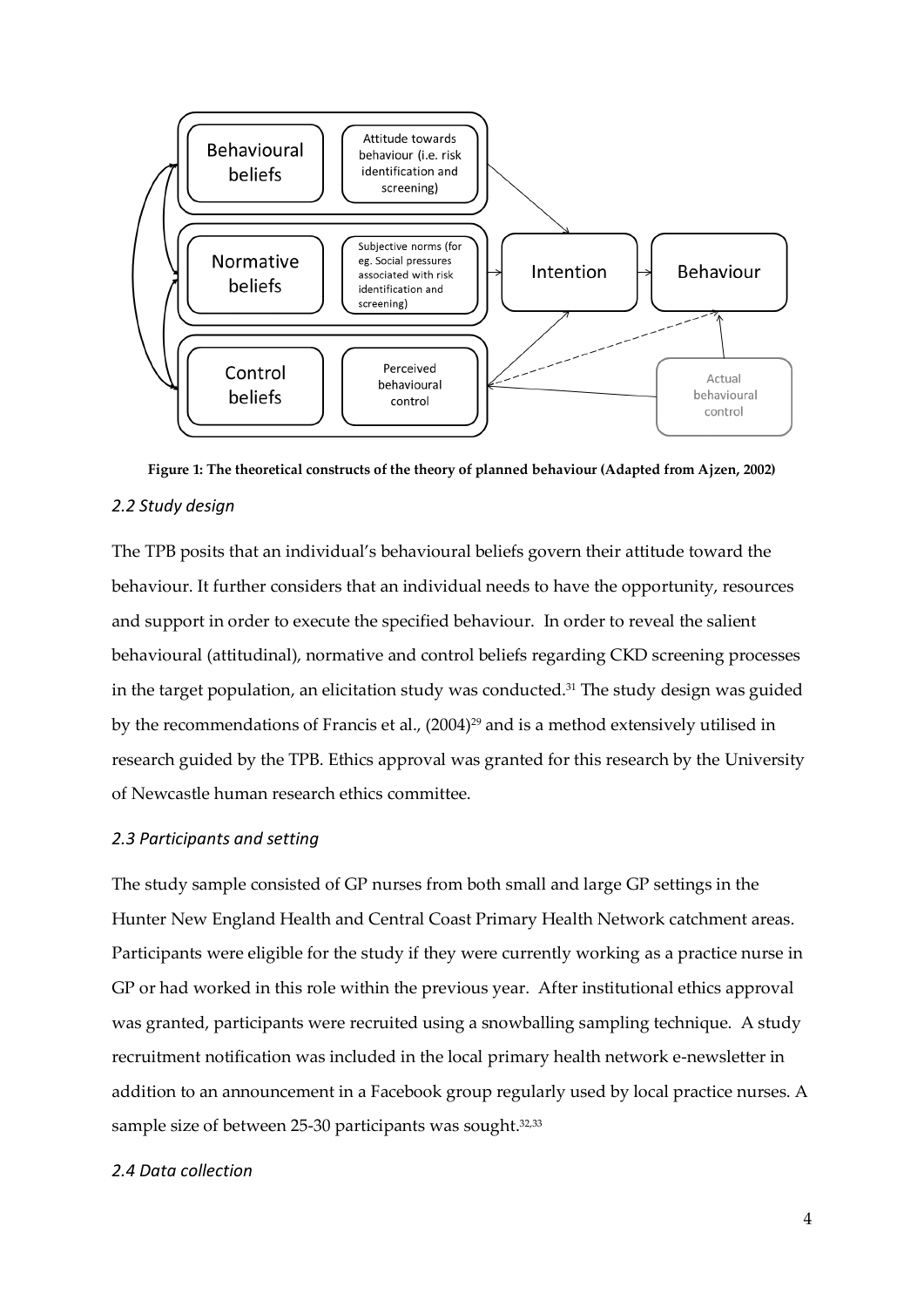Figure 1: The theoretical constructs of the theory of planned behaviour (Adapted from Ajzen, 2002)

### *2.2 Study design*

The TPB posits that an individual's behavioural beliefs govern their attitude toward the behaviour. It further considers that an individual needs to have the opportunity, resources and support in order to execute the specified behaviour. In order to reveal the salient behavioural (attitudinal), normative and control beliefs regarding CKD screening processes in the target population, an elicitation study was conducted.[31] The study design was guided by the recommendations of Francis et al., (2004)[29] and is a method extensively utilised in research guided by the TPB. Ethics approval was granted for this research by the University of Newcastle human research ethics committee.

### *2.3 Participants and setting*

The study sample consisted of GP nurses from both small and large GP settings in the Hunter New England Health and Central Coast Primary Health Network catchment areas. Participants were eligible for the study if they were currently working as a practice nurse in GP or had worked in this role within the previous year. After institutional ethics approval was granted, participants were recruited using a snowballing sampling technique. A study recruitment notification was included in the local primary health network e-newsletter in addition to an announcement in a Facebook group regularly used by local practice nurses. A sample size of between 25-30 participants was sought.[32,33]

### *2.4 Data collection*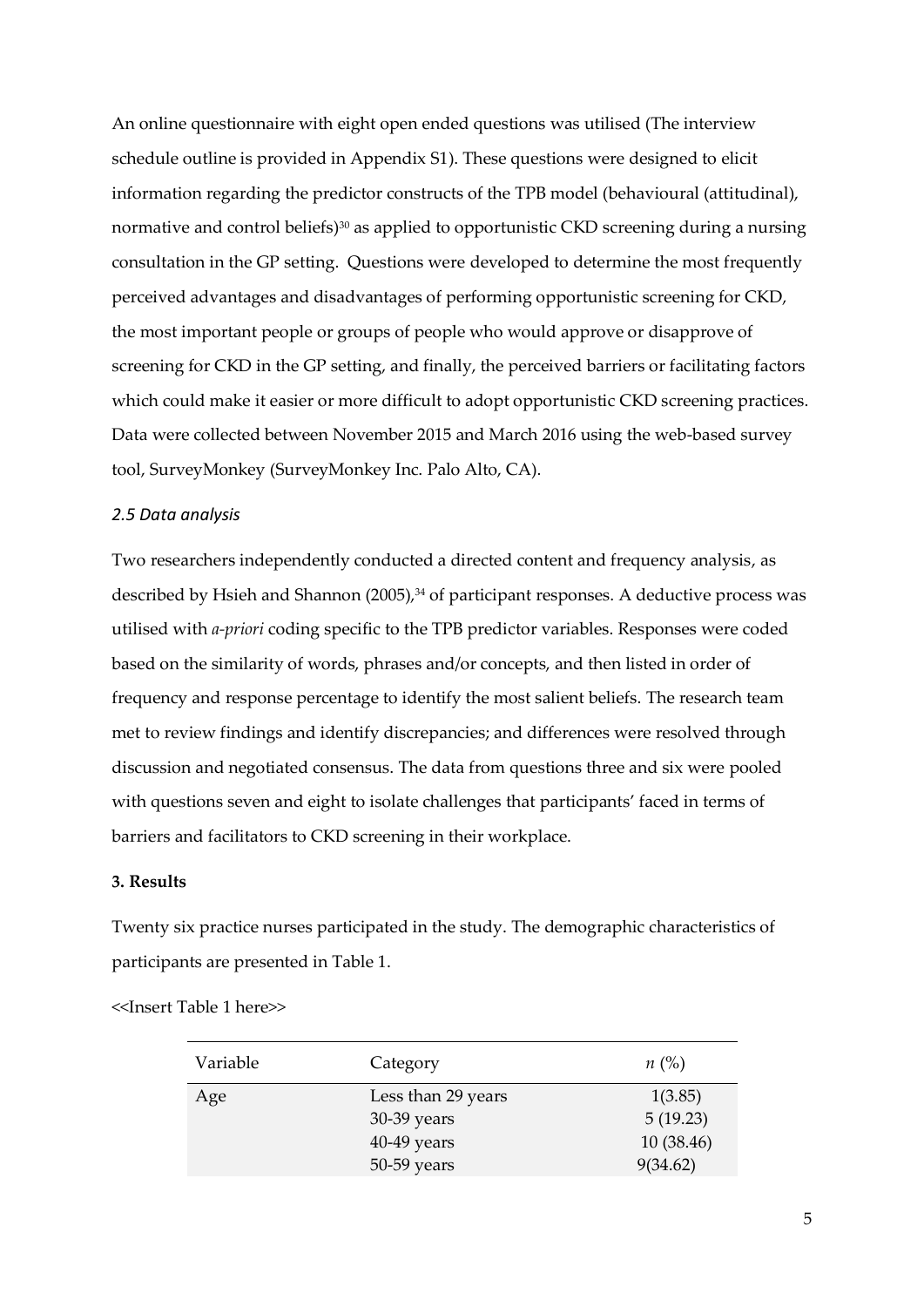An online questionnaire with eight open ended questions was utilised (The interview schedule outline is provided in Appendix S1). These questions were designed to elicit information regarding the predictor constructs of the TPB model (behavioural (attitudinal), normative and control beliefs)[30] as applied to opportunistic CKD screening during a nursing consultation in the GP setting. Questions were developed to determine the most frequently perceived advantages and disadvantages of performing opportunistic screening for CKD, the most important people or groups of people who would approve or disapprove of screening for CKD in the GP setting, and finally, the perceived barriers or facilitating factors which could make it easier or more difficult to adopt opportunistic CKD screening practices. Data were collected between November 2015 and March 2016 using the web-based survey tool, SurveyMonkey (SurveyMonkey Inc. Palo Alto, CA).

### *2.5 Data analysis*

Two researchers independently conducted a directed content and frequency analysis, as described by Hsieh and Shannon (2005),[34] of participant responses. A deductive process was utilised with *a-priori* coding specific to the TPB predictor variables. Responses were coded based on the similarity of words, phrases and/or concepts, and then listed in order of frequency and response percentage to identify the most salient beliefs. The research team met to review findings and identify discrepancies; and differences were resolved through discussion and negotiated consensus. The data from questions three and six were pooled with questions seven and eight to isolate challenges that participants' faced in terms of barriers and facilitators to CKD screening in their workplace.

## 3. Results

Twenty six practice nurses participated in the study. The demographic characteristics of participants are presented in Table 1.

<<Insert Table 1 here>>

| Variable | Category | *n* (%) |
|---|---|---|
| Age | Less than 29 years | 1(3.85) |
| | 30-39 years | 5 (19.23) |
| | 40-49 years | 10 (38.46) |
| | 50-59 years | 9(34.62) |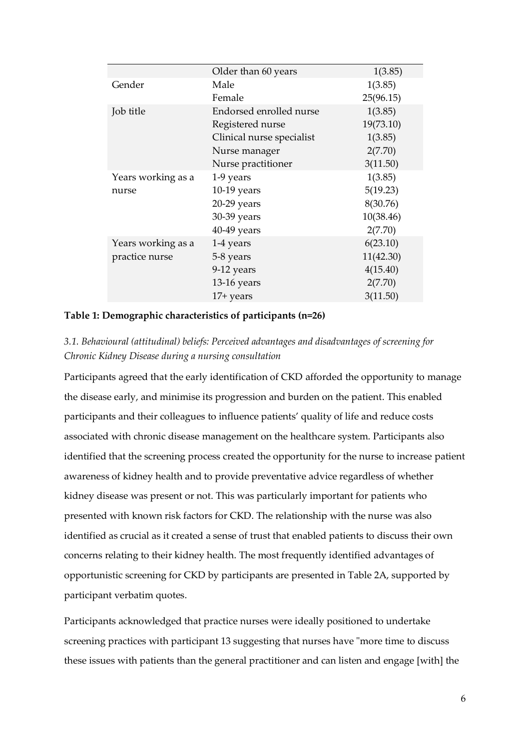| | | |
|---|---|---|
| | Older than 60 years | 1(3.85) |
| Gender | Male | 1(3.85) |
| | Female | 25(96.15) |
| Job title | Endorsed enrolled nurse | 1(3.85) |
| | Registered nurse | 19(73.10) |
| | Clinical nurse specialist | 1(3.85) |
| | Nurse manager | 2(7.70) |
| | Nurse practitioner | 3(11.50) |
| Years working as a nurse | 1-9 years | 1(3.85) |
| | 10-19 years | 5(19.23) |
| | 20-29 years | 8(30.76) |
| | 30-39 years | 10(38.46) |
| | 40-49 years | 2(7.70) |
| Years working as a practice nurse | 1-4 years | 6(23.10) |
| | 5-8 years | 11(42.30) |
| | 9-12 years | 4(15.40) |
| | 13-16 years | 2(7.70) |
| | 17+ years | 3(11.50) |

**Table 1: Demographic characteristics of participants (n=26)**

*3.1. Behavioural (attitudinal) beliefs: Perceived advantages and disadvantages of screening for Chronic Kidney Disease during a nursing consultation*

Participants agreed that the early identification of CKD afforded the opportunity to manage the disease early, and minimise its progression and burden on the patient. This enabled participants and their colleagues to influence patients' quality of life and reduce costs associated with chronic disease management on the healthcare system. Participants also identified that the screening process created the opportunity for the nurse to increase patient awareness of kidney health and to provide preventative advice regardless of whether kidney disease was present or not. This was particularly important for patients who presented with known risk factors for CKD. The relationship with the nurse was also identified as crucial as it created a sense of trust that enabled patients to discuss their own concerns relating to their kidney health. The most frequently identified advantages of opportunistic screening for CKD by participants are presented in Table 2A, supported by participant verbatim quotes.

Participants acknowledged that practice nurses were ideally positioned to undertake screening practices with participant 13 suggesting that nurses have "more time to discuss these issues with patients than the general practitioner and can listen and engage [with] the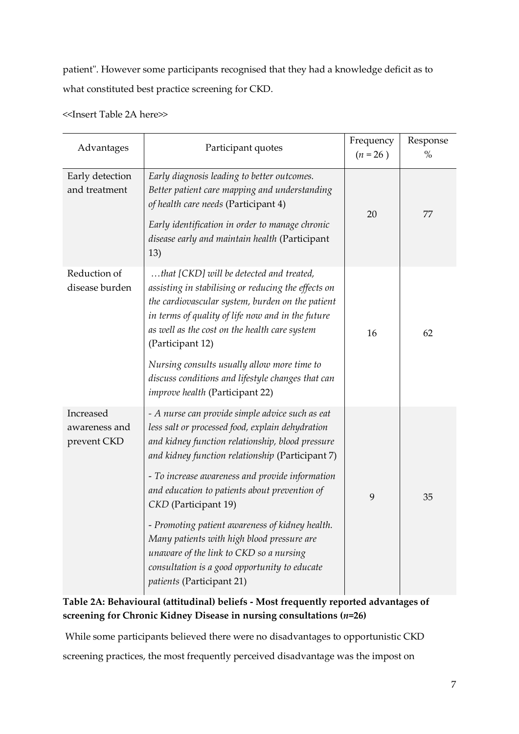patient". However some participants recognised that they had a knowledge deficit as to what constituted best practice screening for CKD.

<<Insert Table 2A here>>

| Advantages | Participant quotes | Frequency ($n$ = 26 ) | Response % |
|---|---|---|---|
| Early detection and treatment | *Early diagnosis leading to better outcomes. Better patient care mapping and understanding of health care needs* (Participant 4)<br>*Early identification in order to manage chronic disease early and maintain health* (Participant 13) | 20 | 77 |
| Reduction of disease burden | *…that [CKD] will be detected and treated, assisting in stabilising or reducing the effects on the cardiovascular system, burden on the patient in terms of quality of life now and in the future as well as the cost on the health care system* (Participant 12)<br>*Nursing consults usually allow more time to discuss conditions and lifestyle changes that can improve health* (Participant 22) | 16 | 62 |
| Increased awareness and prevent CKD | *- A nurse can provide simple advice such as eat less salt or processed food, explain dehydration and kidney function relationship, blood pressure and kidney function relationship* (Participant 7)<br>*- To increase awareness and provide information and education to patients about prevention of CKD* (Participant 19)<br>*- Promoting patient awareness of kidney health. Many patients with high blood pressure are unaware of the link to CKD so a nursing consultation is a good opportunity to educate patients* (Participant 21) | 9 | 35 |

**Table 2A: Behavioural (attitudinal) beliefs - Most frequently reported advantages of screening for Chronic Kidney Disease in nursing consultations (*n*=26)**

While some participants believed there were no disadvantages to opportunistic CKD screening practices, the most frequently perceived disadvantage was the impost on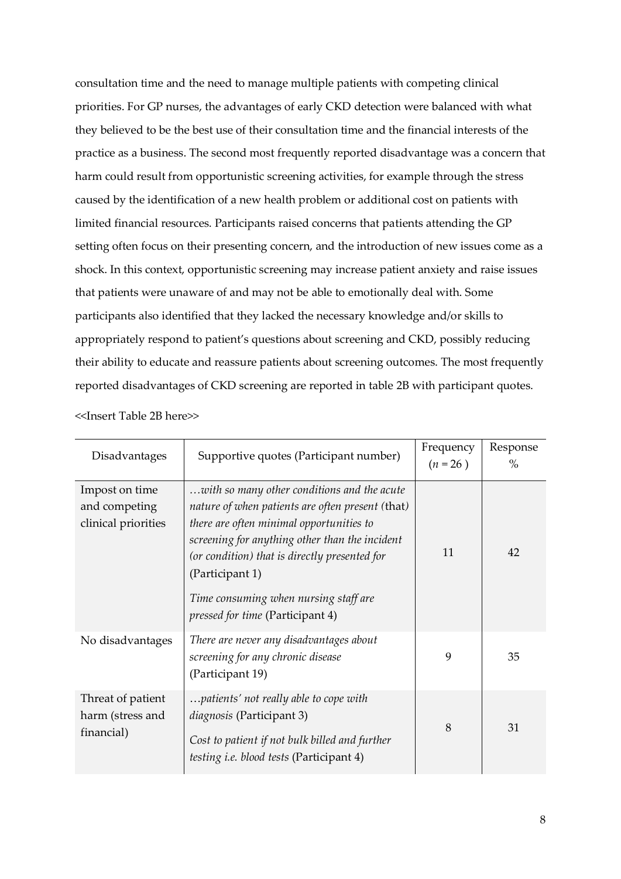consultation time and the need to manage multiple patients with competing clinical priorities. For GP nurses, the advantages of early CKD detection were balanced with what they believed to be the best use of their consultation time and the financial interests of the practice as a business. The second most frequently reported disadvantage was a concern that harm could result from opportunistic screening activities, for example through the stress caused by the identification of a new health problem or additional cost on patients with limited financial resources. Participants raised concerns that patients attending the GP setting often focus on their presenting concern, and the introduction of new issues come as a shock. In this context, opportunistic screening may increase patient anxiety and raise issues that patients were unaware of and may not be able to emotionally deal with. Some participants also identified that they lacked the necessary knowledge and/or skills to appropriately respond to patient's questions about screening and CKD, possibly reducing their ability to educate and reassure patients about screening outcomes. The most frequently reported disadvantages of CKD screening are reported in table 2B with participant quotes.

<<Insert Table 2B here>>

| Disadvantages | Supportive quotes (Participant number) | Frequency ($n$ = 26 ) | Response % |
|---|---|---|---|
| Impost on time and competing clinical priorities | *…with so many other conditions and the acute nature of when patients are often present (*that*) there are often minimal opportunities to screening for anything other than the incident (or condition) that is directly presented for* (Participant 1)<br><br>*Time consuming when nursing staff are pressed for time* (Participant 4) | 11 | 42 |
| No disadvantages | *There are never any disadvantages about screening for any chronic disease* (Participant 19) | 9 | 35 |
| Threat of patient harm (stress and financial) | *…patients' not really able to cope with diagnosis* (Participant 3)<br><br>*Cost to patient if not bulk billed and further testing i.e. blood tests* (Participant 4) | 8 | 31 |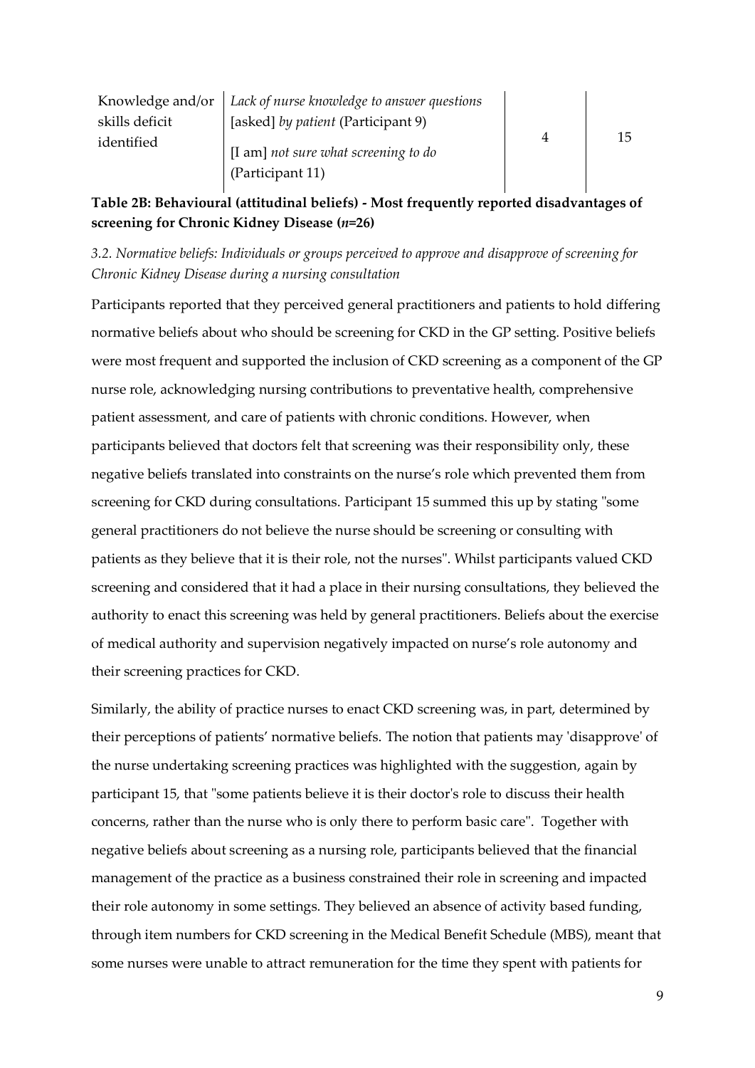| Knowledge and/or skills deficit identified | *Lack of nurse knowledge to answer questions* [asked] *by patient* (Participant 9) [I am] *not sure what screening to do* (Participant 11) | 4 | 15 |
|---|---|---|---|

**Table 2B: Behavioural (attitudinal beliefs) - Most frequently reported disadvantages of screening for Chronic Kidney Disease (*n*=26)**

*3.2. Normative beliefs: Individuals or groups perceived to approve and disapprove of screening for Chronic Kidney Disease during a nursing consultation*

Participants reported that they perceived general practitioners and patients to hold differing normative beliefs about who should be screening for CKD in the GP setting. Positive beliefs were most frequent and supported the inclusion of CKD screening as a component of the GP nurse role, acknowledging nursing contributions to preventative health, comprehensive patient assessment, and care of patients with chronic conditions. However, when participants believed that doctors felt that screening was their responsibility only, these negative beliefs translated into constraints on the nurse's role which prevented them from screening for CKD during consultations. Participant 15 summed this up by stating "some general practitioners do not believe the nurse should be screening or consulting with patients as they believe that it is their role, not the nurses". Whilst participants valued CKD screening and considered that it had a place in their nursing consultations, they believed the authority to enact this screening was held by general practitioners. Beliefs about the exercise of medical authority and supervision negatively impacted on nurse's role autonomy and their screening practices for CKD.

Similarly, the ability of practice nurses to enact CKD screening was, in part, determined by their perceptions of patients' normative beliefs. The notion that patients may 'disapprove' of the nurse undertaking screening practices was highlighted with the suggestion, again by participant 15, that "some patients believe it is their doctor's role to discuss their health concerns, rather than the nurse who is only there to perform basic care". Together with negative beliefs about screening as a nursing role, participants believed that the financial management of the practice as a business constrained their role in screening and impacted their role autonomy in some settings. They believed an absence of activity based funding, through item numbers for CKD screening in the Medical Benefit Schedule (MBS), meant that some nurses were unable to attract remuneration for the time they spent with patients for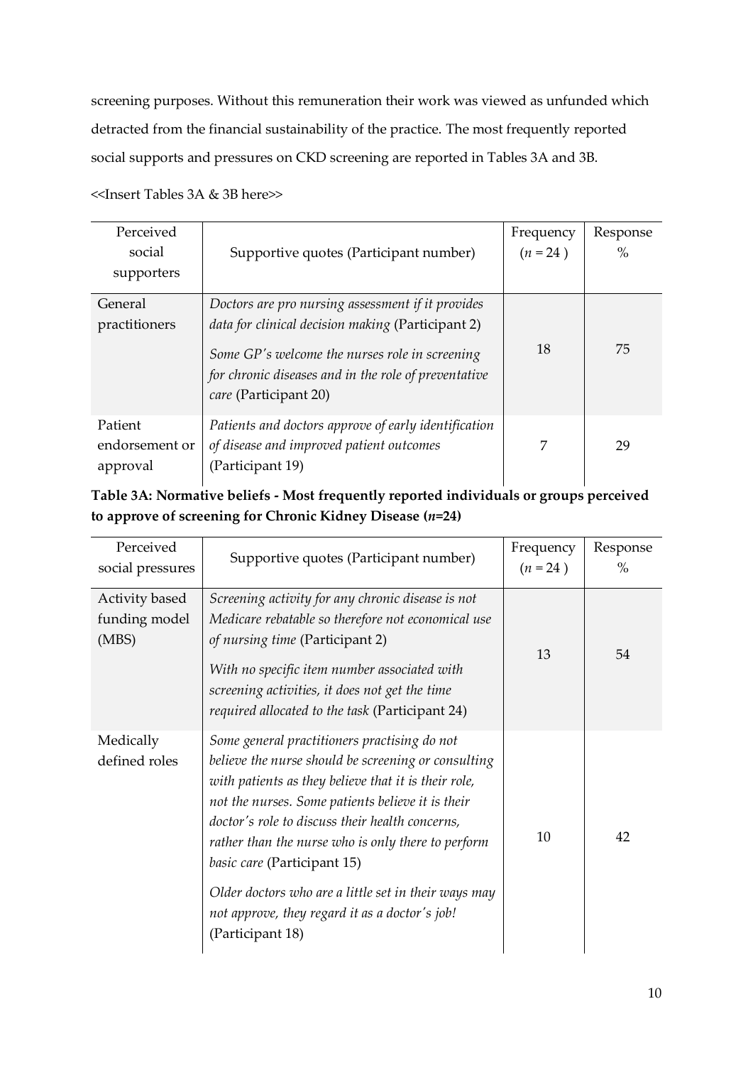screening purposes. Without this remuneration their work was viewed as unfunded which detracted from the financial sustainability of the practice. The most frequently reported social supports and pressures on CKD screening are reported in Tables 3A and 3B.

<<Insert Tables 3A & 3B here>>

| Perceived social supporters | Supportive quotes (Participant number) | Frequency ($n = 24$) | Response % |
|---|---|---|---|
| General practitioners | *Doctors are pro nursing assessment if it provides data for clinical decision making* (Participant 2)<br>*Some GP's welcome the nurses role in screening for chronic diseases and in the role of preventative care* (Participant 20) | 18 | 75 |
| Patient endorsement or approval | *Patients and doctors approve of early identification of disease and improved patient outcomes* (Participant 19) | 7 | 29 |

**Table 3A: Normative beliefs - Most frequently reported individuals or groups perceived to approve of screening for Chronic Kidney Disease (*n*=24)**

| Perceived social pressures | Supportive quotes (Participant number) | Frequency ($n = 24$) | Response % |
|---|---|---|---|
| Activity based funding model (MBS) | *Screening activity for any chronic disease is not Medicare rebatable so therefore not economical use of nursing time* (Participant 2)<br>*With no specific item number associated with screening activities, it does not get the time required allocated to the task* (Participant 24) | 13 | 54 |
| Medically defined roles | *Some general practitioners practising do not believe the nurse should be screening or consulting with patients as they believe that it is their role, not the nurses. Some patients believe it is their doctor's role to discuss their health concerns, rather than the nurse who is only there to perform basic care* (Participant 15)<br>*Older doctors who are a little set in their ways may not approve, they regard it as a doctor's job!* (Participant 18) | 10 | 42 |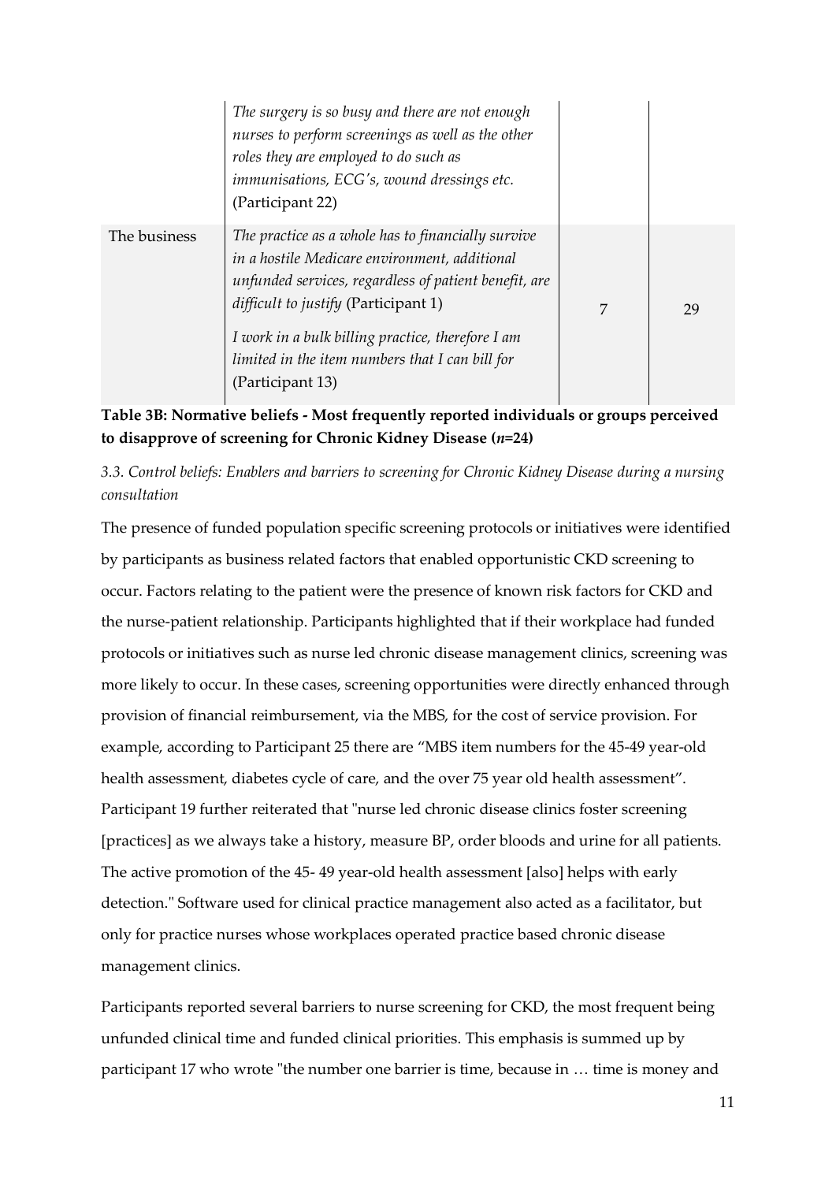| | | | |
|---|---|---|---|
| | *The surgery is so busy and there are not enough nurses to perform screenings as well as the other roles they are employed to do such as immunisations, ECG's, wound dressings etc.* (Participant 22) | | |
| The business | *The practice as a whole has to financially survive in a hostile Medicare environment, additional unfunded services, regardless of patient benefit, are difficult to justify* (Participant 1)<br><br>*I work in a bulk billing practice, therefore I am limited in the item numbers that I can bill for* (Participant 13) | 7 | 29 |

**Table 3B: Normative beliefs - Most frequently reported individuals or groups perceived to disapprove of screening for Chronic Kidney Disease (*n*=24)**

*3.3. Control beliefs: Enablers and barriers to screening for Chronic Kidney Disease during a nursing consultation*

The presence of funded population specific screening protocols or initiatives were identified by participants as business related factors that enabled opportunistic CKD screening to occur. Factors relating to the patient were the presence of known risk factors for CKD and the nurse-patient relationship. Participants highlighted that if their workplace had funded protocols or initiatives such as nurse led chronic disease management clinics, screening was more likely to occur. In these cases, screening opportunities were directly enhanced through provision of financial reimbursement, via the MBS, for the cost of service provision. For example, according to Participant 25 there are "MBS item numbers for the 45-49 year-old health assessment, diabetes cycle of care, and the over 75 year old health assessment". Participant 19 further reiterated that "nurse led chronic disease clinics foster screening [practices] as we always take a history, measure BP, order bloods and urine for all patients. The active promotion of the 45- 49 year-old health assessment [also] helps with early detection." Software used for clinical practice management also acted as a facilitator, but only for practice nurses whose workplaces operated practice based chronic disease management clinics.

Participants reported several barriers to nurse screening for CKD, the most frequent being unfunded clinical time and funded clinical priorities. This emphasis is summed up by participant 17 who wrote "the number one barrier is time, because in … time is money and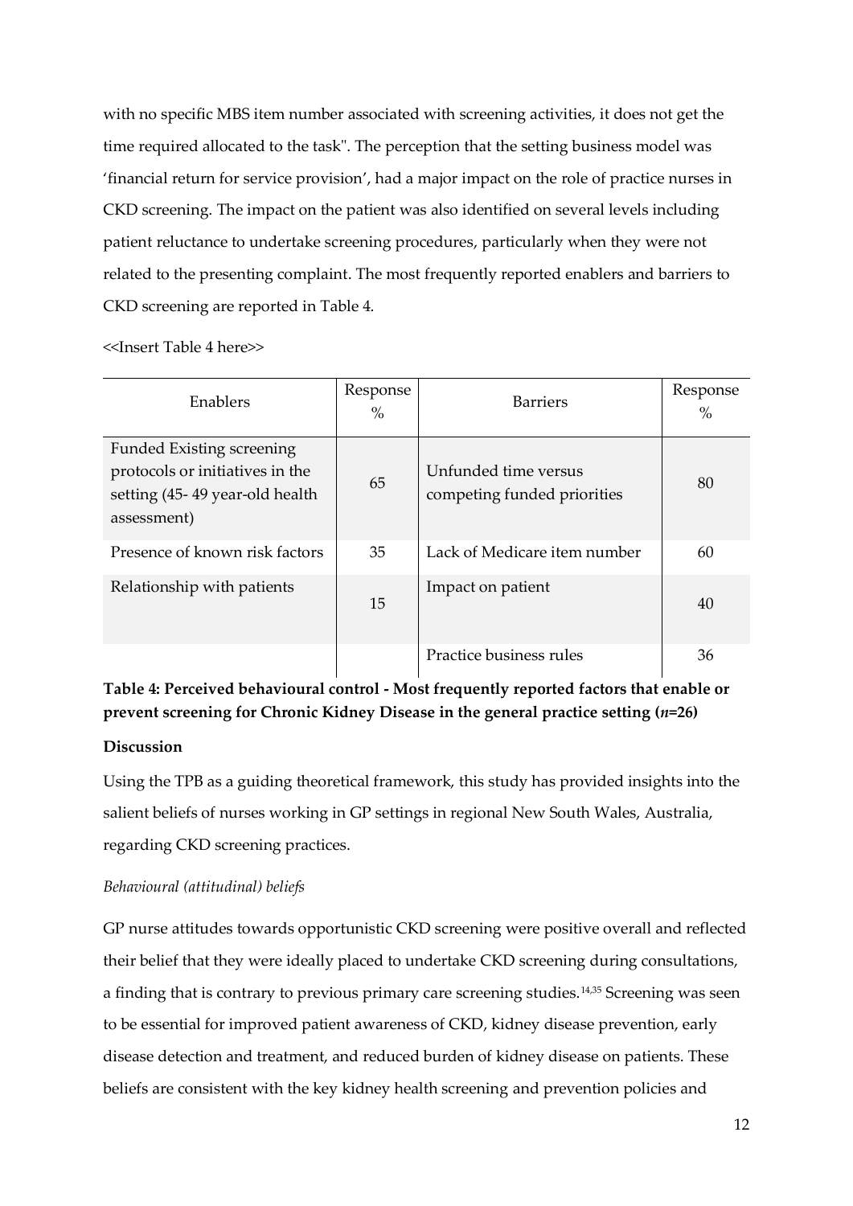with no specific MBS item number associated with screening activities, it does not get the time required allocated to the task". The perception that the setting business model was 'financial return for service provision', had a major impact on the role of practice nurses in CKD screening. The impact on the patient was also identified on several levels including patient reluctance to undertake screening procedures, particularly when they were not related to the presenting complaint. The most frequently reported enablers and barriers to CKD screening are reported in Table 4.

<<Insert Table 4 here>>

| Enablers | Response % | Barriers | Response % |
|---|---|---|---|
| Funded Existing screening protocols or initiatives in the setting (45- 49 year-old health assessment) | 65 | Unfunded time versus competing funded priorities | 80 |
| Presence of known risk factors | 35 | Lack of Medicare item number | 60 |
| Relationship with patients | 15 | Impact on patient | 40 |
| | | Practice business rules | 36 |

**Table 4: Perceived behavioural control - Most frequently reported factors that enable or prevent screening for Chronic Kidney Disease in the general practice setting (*n*=26)**

**Discussion**

Using the TPB as a guiding theoretical framework, this study has provided insights into the salient beliefs of nurses working in GP settings in regional New South Wales, Australia, regarding CKD screening practices.

*Behavioural (attitudinal) beliefs*

GP nurse attitudes towards opportunistic CKD screening were positive overall and reflected their belief that they were ideally placed to undertake CKD screening during consultations, a finding that is contrary to previous primary care screening studies.[14,35] Screening was seen to be essential for improved patient awareness of CKD, kidney disease prevention, early disease detection and treatment, and reduced burden of kidney disease on patients. These beliefs are consistent with the key kidney health screening and prevention policies and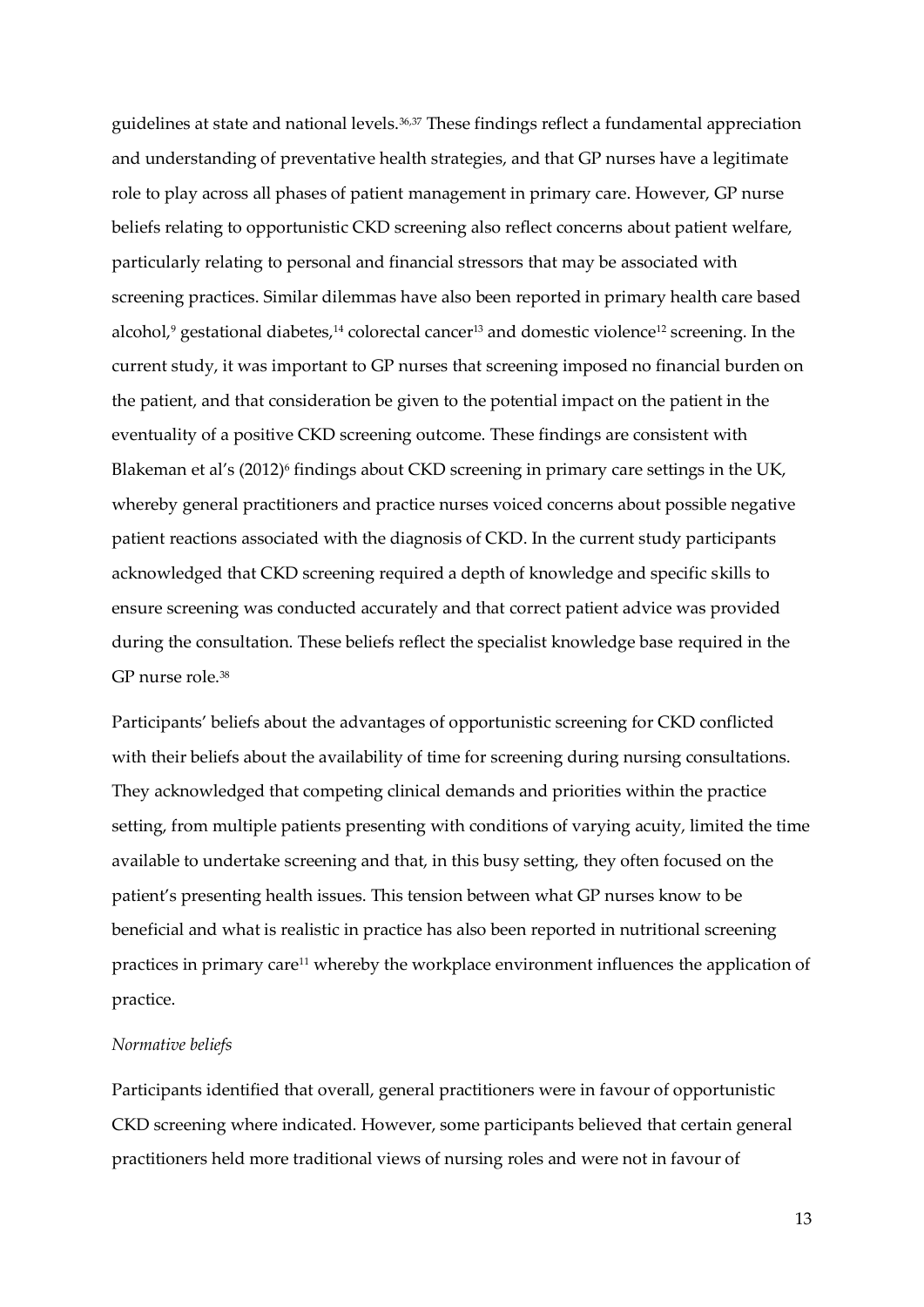guidelines at state and national levels.[36,37] These findings reflect a fundamental appreciation and understanding of preventative health strategies, and that GP nurses have a legitimate role to play across all phases of patient management in primary care. However, GP nurse beliefs relating to opportunistic CKD screening also reflect concerns about patient welfare, particularly relating to personal and financial stressors that may be associated with screening practices. Similar dilemmas have also been reported in primary health care based alcohol,[9] gestational diabetes,[14] colorectal cancer[13] and domestic violence[12] screening. In the current study, it was important to GP nurses that screening imposed no financial burden on the patient, and that consideration be given to the potential impact on the patient in the eventuality of a positive CKD screening outcome. These findings are consistent with Blakeman et al's (2012)[6] findings about CKD screening in primary care settings in the UK, whereby general practitioners and practice nurses voiced concerns about possible negative patient reactions associated with the diagnosis of CKD. In the current study participants acknowledged that CKD screening required a depth of knowledge and specific skills to ensure screening was conducted accurately and that correct patient advice was provided during the consultation. These beliefs reflect the specialist knowledge base required in the GP nurse role.[38]

Participants' beliefs about the advantages of opportunistic screening for CKD conflicted with their beliefs about the availability of time for screening during nursing consultations. They acknowledged that competing clinical demands and priorities within the practice setting, from multiple patients presenting with conditions of varying acuity, limited the time available to undertake screening and that, in this busy setting, they often focused on the patient's presenting health issues. This tension between what GP nurses know to be beneficial and what is realistic in practice has also been reported in nutritional screening practices in primary care[11] whereby the workplace environment influences the application of practice.

*Normative beliefs*

Participants identified that overall, general practitioners were in favour of opportunistic CKD screening where indicated. However, some participants believed that certain general practitioners held more traditional views of nursing roles and were not in favour of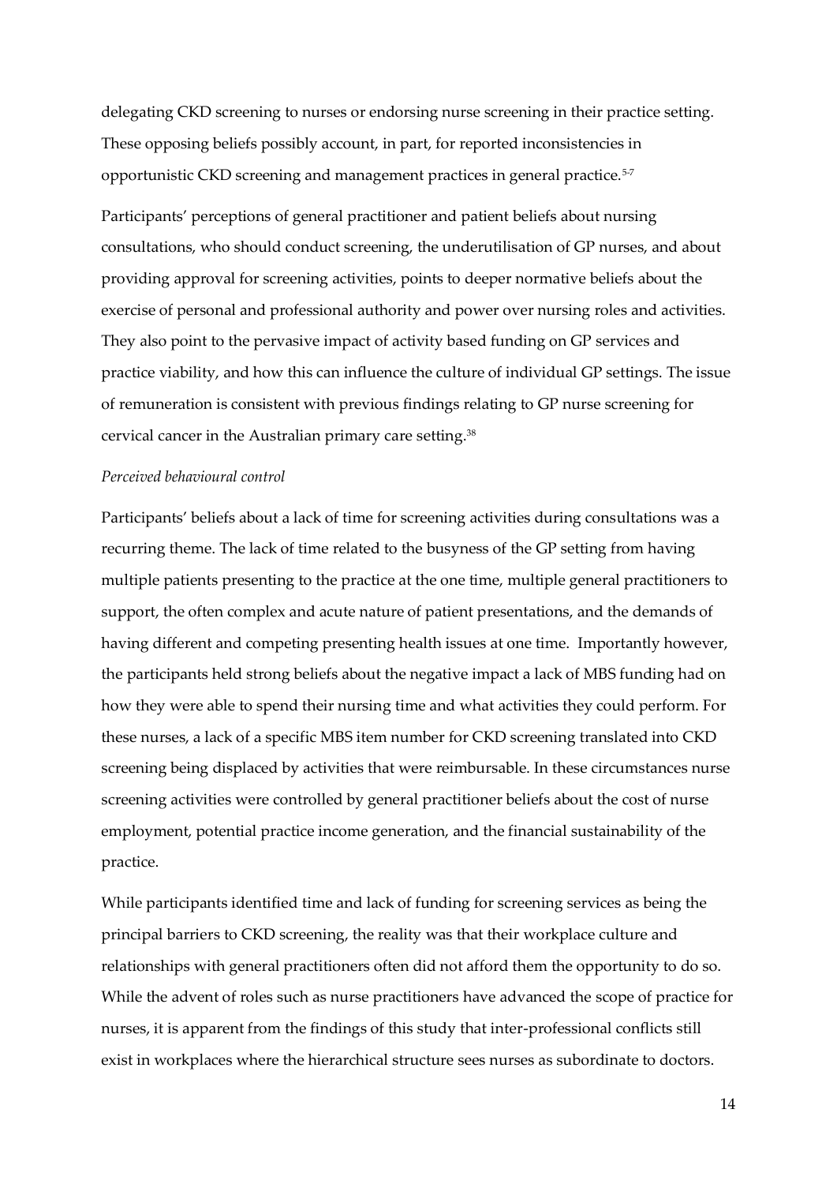delegating CKD screening to nurses or endorsing nurse screening in their practice setting. These opposing beliefs possibly account, in part, for reported inconsistencies in opportunistic CKD screening and management practices in general practice.[5-7]

Participants' perceptions of general practitioner and patient beliefs about nursing consultations, who should conduct screening, the underutilisation of GP nurses, and about providing approval for screening activities, points to deeper normative beliefs about the exercise of personal and professional authority and power over nursing roles and activities. They also point to the pervasive impact of activity based funding on GP services and practice viability, and how this can influence the culture of individual GP settings. The issue of remuneration is consistent with previous findings relating to GP nurse screening for cervical cancer in the Australian primary care setting.[38]

*Perceived behavioural control*

Participants' beliefs about a lack of time for screening activities during consultations was a recurring theme. The lack of time related to the busyness of the GP setting from having multiple patients presenting to the practice at the one time, multiple general practitioners to support, the often complex and acute nature of patient presentations, and the demands of having different and competing presenting health issues at one time. Importantly however, the participants held strong beliefs about the negative impact a lack of MBS funding had on how they were able to spend their nursing time and what activities they could perform. For these nurses, a lack of a specific MBS item number for CKD screening translated into CKD screening being displaced by activities that were reimbursable. In these circumstances nurse screening activities were controlled by general practitioner beliefs about the cost of nurse employment, potential practice income generation, and the financial sustainability of the practice.

While participants identified time and lack of funding for screening services as being the principal barriers to CKD screening, the reality was that their workplace culture and relationships with general practitioners often did not afford them the opportunity to do so. While the advent of roles such as nurse practitioners have advanced the scope of practice for nurses, it is apparent from the findings of this study that inter-professional conflicts still exist in workplaces where the hierarchical structure sees nurses as subordinate to doctors.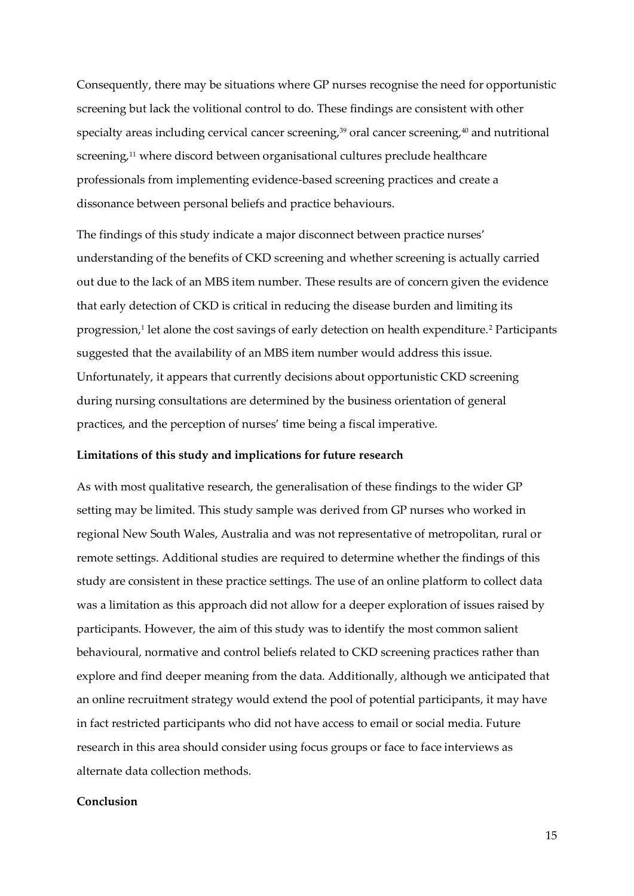Consequently, there may be situations where GP nurses recognise the need for opportunistic screening but lack the volitional control to do. These findings are consistent with other specialty areas including cervical cancer screening,[39] oral cancer screening,[40] and nutritional screening,[11] where discord between organisational cultures preclude healthcare professionals from implementing evidence-based screening practices and create a dissonance between personal beliefs and practice behaviours.

The findings of this study indicate a major disconnect between practice nurses' understanding of the benefits of CKD screening and whether screening is actually carried out due to the lack of an MBS item number. These results are of concern given the evidence that early detection of CKD is critical in reducing the disease burden and limiting its progression,[1] let alone the cost savings of early detection on health expenditure.[2] Participants suggested that the availability of an MBS item number would address this issue. Unfortunately, it appears that currently decisions about opportunistic CKD screening during nursing consultations are determined by the business orientation of general practices, and the perception of nurses' time being a fiscal imperative.

**Limitations of this study and implications for future research**

As with most qualitative research, the generalisation of these findings to the wider GP setting may be limited. This study sample was derived from GP nurses who worked in regional New South Wales, Australia and was not representative of metropolitan, rural or remote settings. Additional studies are required to determine whether the findings of this study are consistent in these practice settings. The use of an online platform to collect data was a limitation as this approach did not allow for a deeper exploration of issues raised by participants. However, the aim of this study was to identify the most common salient behavioural, normative and control beliefs related to CKD screening practices rather than explore and find deeper meaning from the data. Additionally, although we anticipated that an online recruitment strategy would extend the pool of potential participants, it may have in fact restricted participants who did not have access to email or social media. Future research in this area should consider using focus groups or face to face interviews as alternate data collection methods.

**Conclusion**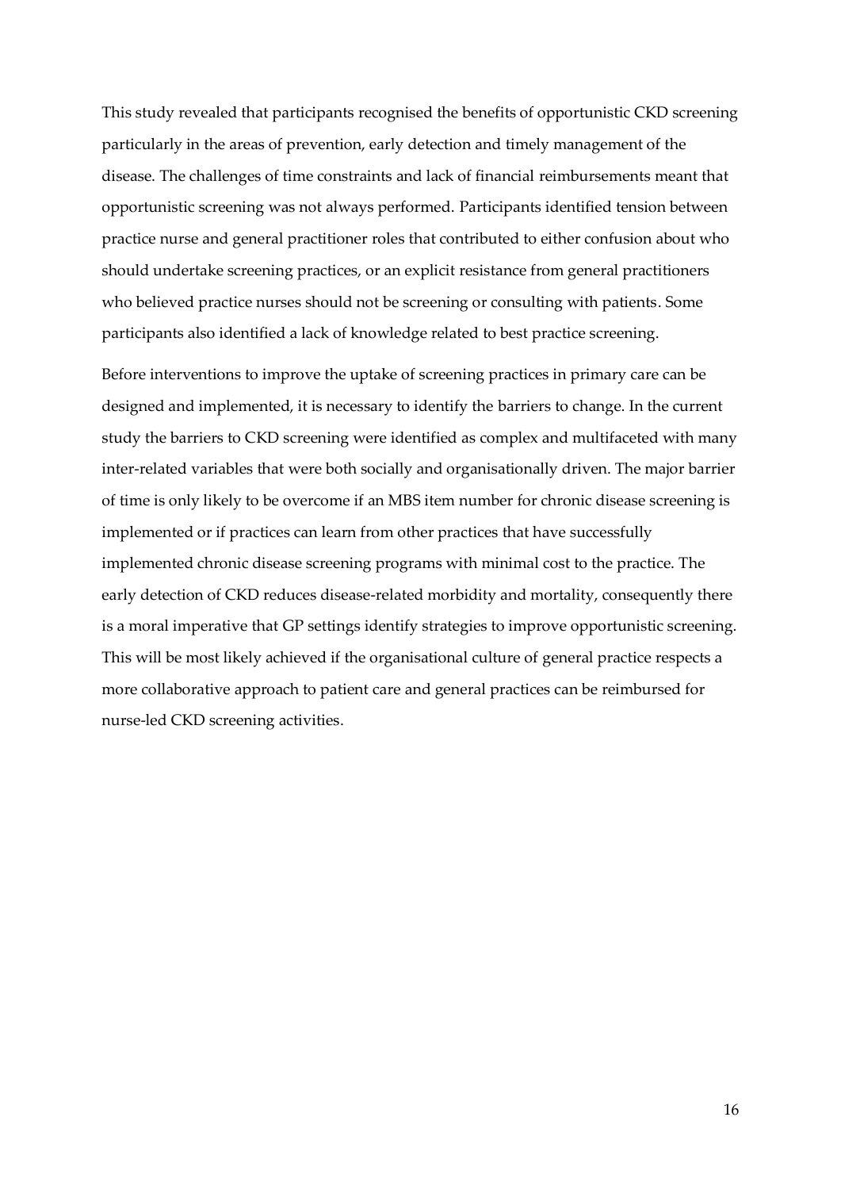This study revealed that participants recognised the benefits of opportunistic CKD screening particularly in the areas of prevention, early detection and timely management of the disease. The challenges of time constraints and lack of financial reimbursements meant that opportunistic screening was not always performed. Participants identified tension between practice nurse and general practitioner roles that contributed to either confusion about who should undertake screening practices, or an explicit resistance from general practitioners who believed practice nurses should not be screening or consulting with patients. Some participants also identified a lack of knowledge related to best practice screening.

Before interventions to improve the uptake of screening practices in primary care can be designed and implemented, it is necessary to identify the barriers to change. In the current study the barriers to CKD screening were identified as complex and multifaceted with many inter-related variables that were both socially and organisationally driven. The major barrier of time is only likely to be overcome if an MBS item number for chronic disease screening is implemented or if practices can learn from other practices that have successfully implemented chronic disease screening programs with minimal cost to the practice. The early detection of CKD reduces disease-related morbidity and mortality, consequently there is a moral imperative that GP settings identify strategies to improve opportunistic screening. This will be most likely achieved if the organisational culture of general practice respects a more collaborative approach to patient care and general practices can be reimbursed for nurse-led CKD screening activities.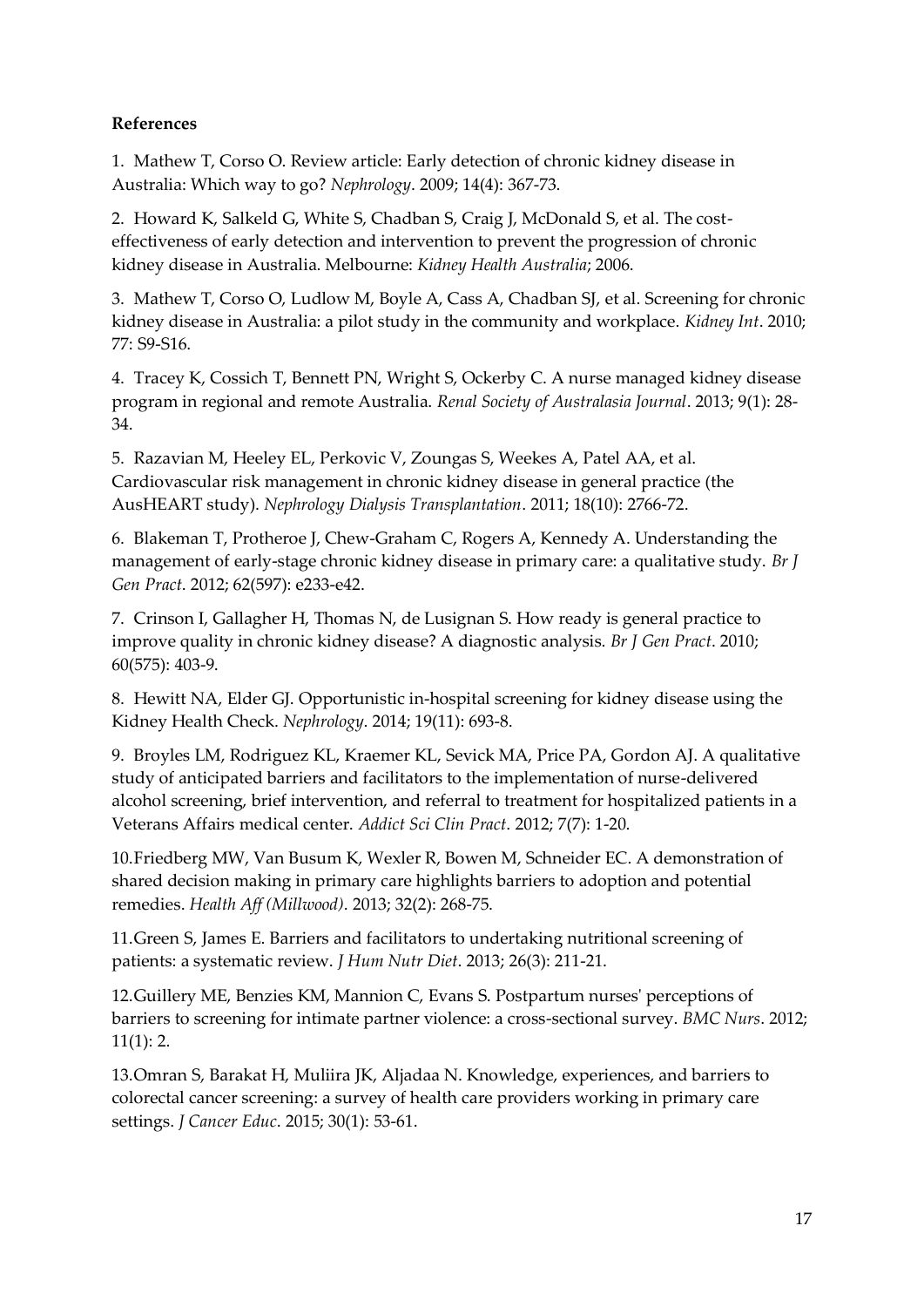**References**

1. Mathew T, Corso O. Review article: Early detection of chronic kidney disease in Australia: Which way to go? *Nephrology*. 2009; 14(4): 367-73.

2. Howard K, Salkeld G, White S, Chadban S, Craig J, McDonald S, et al. The cost-effectiveness of early detection and intervention to prevent the progression of chronic kidney disease in Australia. Melbourne: *Kidney Health Australia*; 2006.

3. Mathew T, Corso O, Ludlow M, Boyle A, Cass A, Chadban SJ, et al. Screening for chronic kidney disease in Australia: a pilot study in the community and workplace. *Kidney Int*. 2010; 77: S9-S16.

4. Tracey K, Cossich T, Bennett PN, Wright S, Ockerby C. A nurse managed kidney disease program in regional and remote Australia. *Renal Society of Australasia Journal*. 2013; 9(1): 28-34.

5. Razavian M, Heeley EL, Perkovic V, Zoungas S, Weekes A, Patel AA, et al. Cardiovascular risk management in chronic kidney disease in general practice (the AusHEART study). *Nephrology Dialysis Transplantation*. 2011; 18(10): 2766-72.

6. Blakeman T, Protheroe J, Chew-Graham C, Rogers A, Kennedy A. Understanding the management of early-stage chronic kidney disease in primary care: a qualitative study. *Br J Gen Pract*. 2012; 62(597): e233-e42.

7. Crinson I, Gallagher H, Thomas N, de Lusignan S. How ready is general practice to improve quality in chronic kidney disease? A diagnostic analysis. *Br J Gen Pract*. 2010; 60(575): 403-9.

8. Hewitt NA, Elder GJ. Opportunistic in-hospital screening for kidney disease using the Kidney Health Check. *Nephrology*. 2014; 19(11): 693-8.

9. Broyles LM, Rodriguez KL, Kraemer KL, Sevick MA, Price PA, Gordon AJ. A qualitative study of anticipated barriers and facilitators to the implementation of nurse-delivered alcohol screening, brief intervention, and referral to treatment for hospitalized patients in a Veterans Affairs medical center. *Addict Sci Clin Pract*. 2012; 7(7): 1-20.

10. Friedberg MW, Van Busum K, Wexler R, Bowen M, Schneider EC. A demonstration of shared decision making in primary care highlights barriers to adoption and potential remedies. *Health Aff (Millwood)*. 2013; 32(2): 268-75.

11. Green S, James E. Barriers and facilitators to undertaking nutritional screening of patients: a systematic review. *J Hum Nutr Diet*. 2013; 26(3): 211-21.

12. Guillery ME, Benzies KM, Mannion C, Evans S. Postpartum nurses' perceptions of barriers to screening for intimate partner violence: a cross-sectional survey. *BMC Nurs*. 2012; 11(1): 2.

13. Omran S, Barakat H, Muliira JK, Aljadaa N. Knowledge, experiences, and barriers to colorectal cancer screening: a survey of health care providers working in primary care settings. *J Cancer Educ*. 2015; 30(1): 53-61.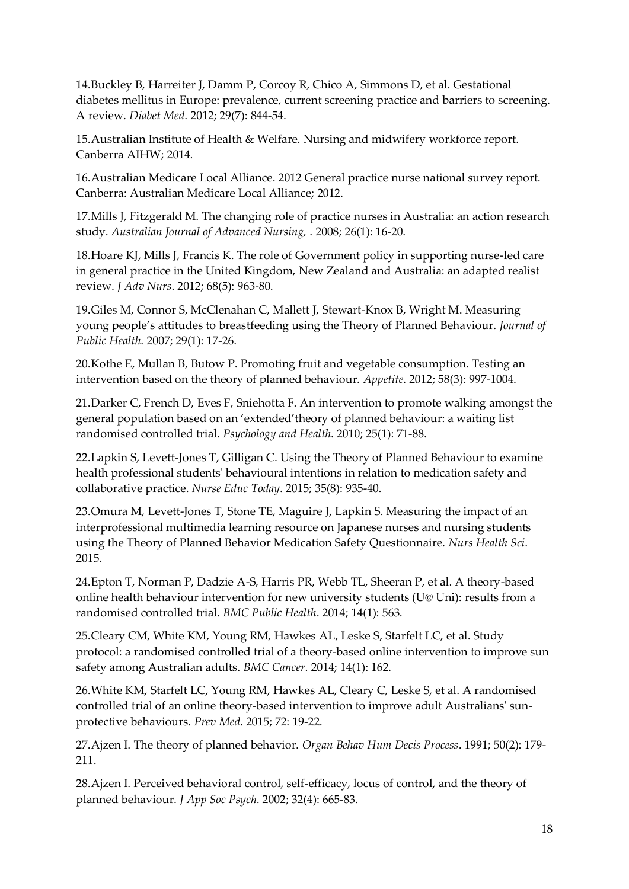14. Buckley B, Harreiter J, Damm P, Corcoy R, Chico A, Simmons D, et al. Gestational diabetes mellitus in Europe: prevalence, current screening practice and barriers to screening. A review. *Diabet Med*. 2012; 29(7): 844-54.

15. Australian Institute of Health & Welfare. Nursing and midwifery workforce report. Canberra AIHW; 2014.

16. Australian Medicare Local Alliance. 2012 General practice nurse national survey report. Canberra: Australian Medicare Local Alliance; 2012.

17. Mills J, Fitzgerald M. The changing role of practice nurses in Australia: an action research study. *Australian Journal of Advanced Nursing,* . 2008; 26(1): 16-20.

18. Hoare KJ, Mills J, Francis K. The role of Government policy in supporting nurse-led care in general practice in the United Kingdom, New Zealand and Australia: an adapted realist review. *J Adv Nurs*. 2012; 68(5): 963-80.

19. Giles M, Connor S, McClenahan C, Mallett J, Stewart-Knox B, Wright M. Measuring young people's attitudes to breastfeeding using the Theory of Planned Behaviour. *Journal of Public Health*. 2007; 29(1): 17-26.

20. Kothe E, Mullan B, Butow P. Promoting fruit and vegetable consumption. Testing an intervention based on the theory of planned behaviour. *Appetite*. 2012; 58(3): 997-1004.

21. Darker C, French D, Eves F, Sniehotta F. An intervention to promote walking amongst the general population based on an 'extended'theory of planned behaviour: a waiting list randomised controlled trial. *Psychology and Health*. 2010; 25(1): 71-88.

22. Lapkin S, Levett-Jones T, Gilligan C. Using the Theory of Planned Behaviour to examine health professional students' behavioural intentions in relation to medication safety and collaborative practice. *Nurse Educ Today*. 2015; 35(8): 935-40.

23. Omura M, Levett-Jones T, Stone TE, Maguire J, Lapkin S. Measuring the impact of an interprofessional multimedia learning resource on Japanese nurses and nursing students using the Theory of Planned Behavior Medication Safety Questionnaire. *Nurs Health Sci*. 2015.

24. Epton T, Norman P, Dadzie A-S, Harris PR, Webb TL, Sheeran P, et al. A theory-based online health behaviour intervention for new university students (U@ Uni): results from a randomised controlled trial. *BMC Public Health*. 2014; 14(1): 563.

25. Cleary CM, White KM, Young RM, Hawkes AL, Leske S, Starfelt LC, et al. Study protocol: a randomised controlled trial of a theory-based online intervention to improve sun safety among Australian adults. *BMC Cancer*. 2014; 14(1): 162.

26. White KM, Starfelt LC, Young RM, Hawkes AL, Cleary C, Leske S, et al. A randomised controlled trial of an online theory-based intervention to improve adult Australians' sun-protective behaviours. *Prev Med*. 2015; 72: 19-22.

27. Ajzen I. The theory of planned behavior. *Organ Behav Hum Decis Process*. 1991; 50(2): 179-211.

28. Ajzen I. Perceived behavioral control, self-efficacy, locus of control, and the theory of planned behaviour. *J App Soc Psych*. 2002; 32(4): 665-83.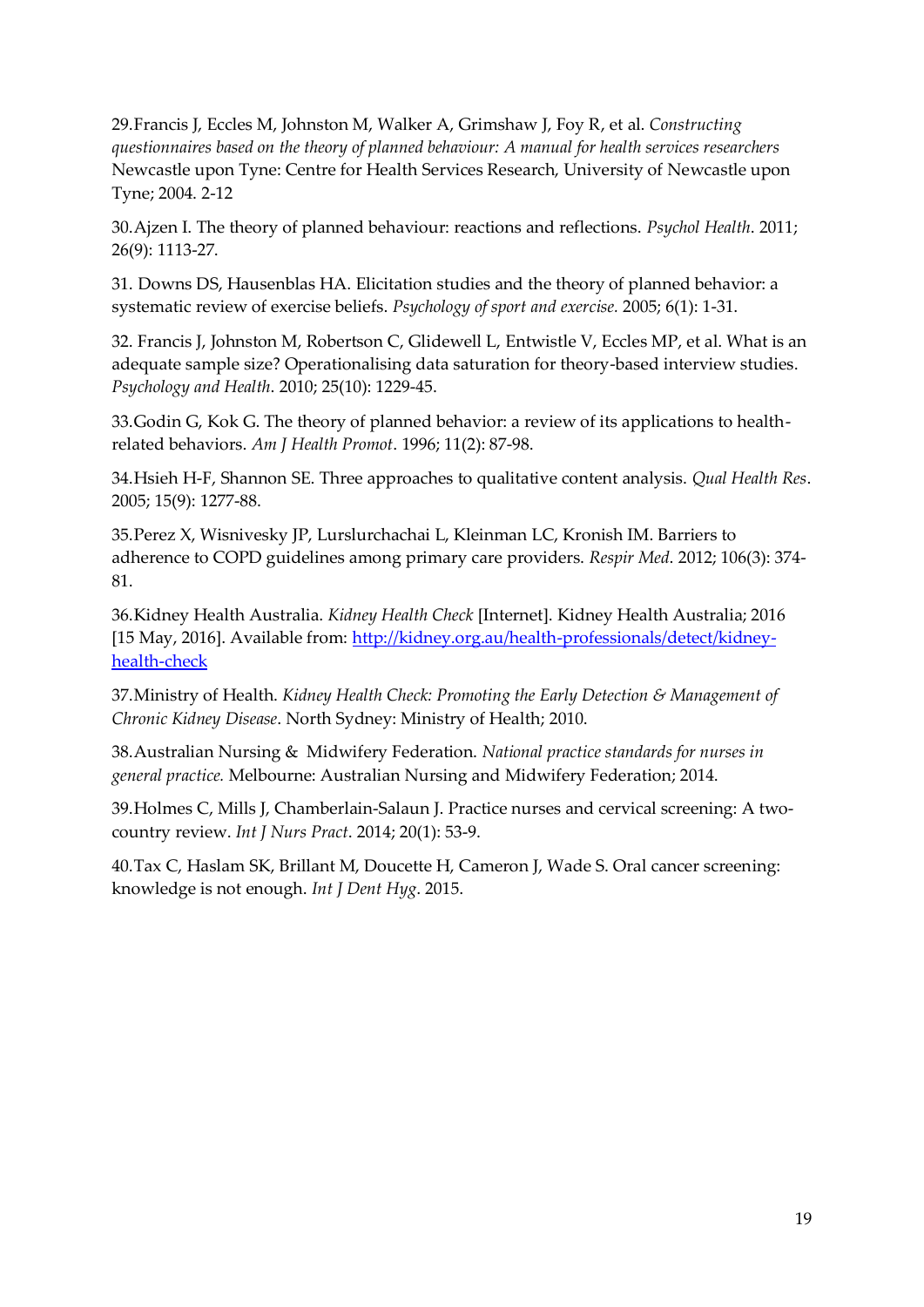29.Francis J, Eccles M, Johnston M, Walker A, Grimshaw J, Foy R, et al. *Constructing questionnaires based on the theory of planned behaviour: A manual for health services researchers* Newcastle upon Tyne: Centre for Health Services Research, University of Newcastle upon Tyne; 2004. 2-12

30.Ajzen I. The theory of planned behaviour: reactions and reflections. *Psychol Health*. 2011; 26(9): 1113-27.

31. Downs DS, Hausenblas HA. Elicitation studies and the theory of planned behavior: a systematic review of exercise beliefs. *Psychology of sport and exercise.* 2005; 6(1): 1-31.

32. Francis J, Johnston M, Robertson C, Glidewell L, Entwistle V, Eccles MP, et al. What is an adequate sample size? Operationalising data saturation for theory-based interview studies. *Psychology and Health*. 2010; 25(10): 1229-45.

33.Godin G, Kok G. The theory of planned behavior: a review of its applications to health-related behaviors. *Am J Health Promot*. 1996; 11(2): 87-98.

34.Hsieh H-F, Shannon SE. Three approaches to qualitative content analysis. *Qual Health Res*. 2005; 15(9): 1277-88.

35.Perez X, Wisnivesky JP, Lurslurchachai L, Kleinman LC, Kronish IM. Barriers to adherence to COPD guidelines among primary care providers. *Respir Med*. 2012; 106(3): 374-81.

36.Kidney Health Australia. *Kidney Health Check* [Internet]. Kidney Health Australia; 2016 [15 May, 2016]. Available from: http://kidney.org.au/health-professionals/detect/kidney-health-check

37.Ministry of Health. *Kidney Health Check: Promoting the Early Detection & Management of Chronic Kidney Disease*. North Sydney: Ministry of Health; 2010.

38.Australian Nursing & Midwifery Federation. *National practice standards for nurses in general practice.* Melbourne: Australian Nursing and Midwifery Federation; 2014.

39.Holmes C, Mills J, Chamberlain-Salaun J. Practice nurses and cervical screening: A two-country review. *Int J Nurs Pract*. 2014; 20(1): 53-9.

40.Tax C, Haslam SK, Brillant M, Doucette H, Cameron J, Wade S. Oral cancer screening: knowledge is not enough. *Int J Dent Hyg*. 2015.